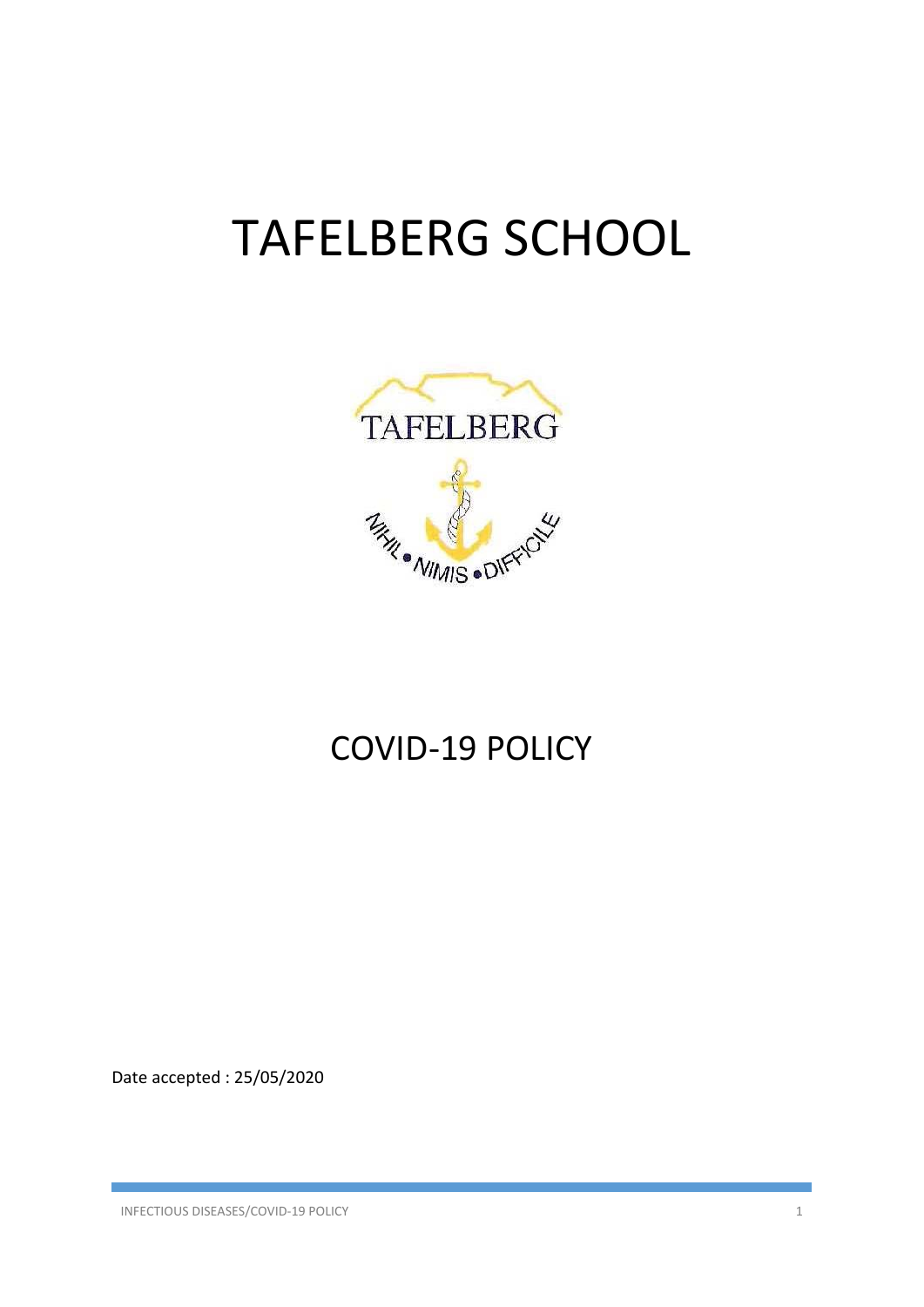# TAFELBERG SCHOOL

## COVID-19 POLICY

Date accepted : 25/05/2020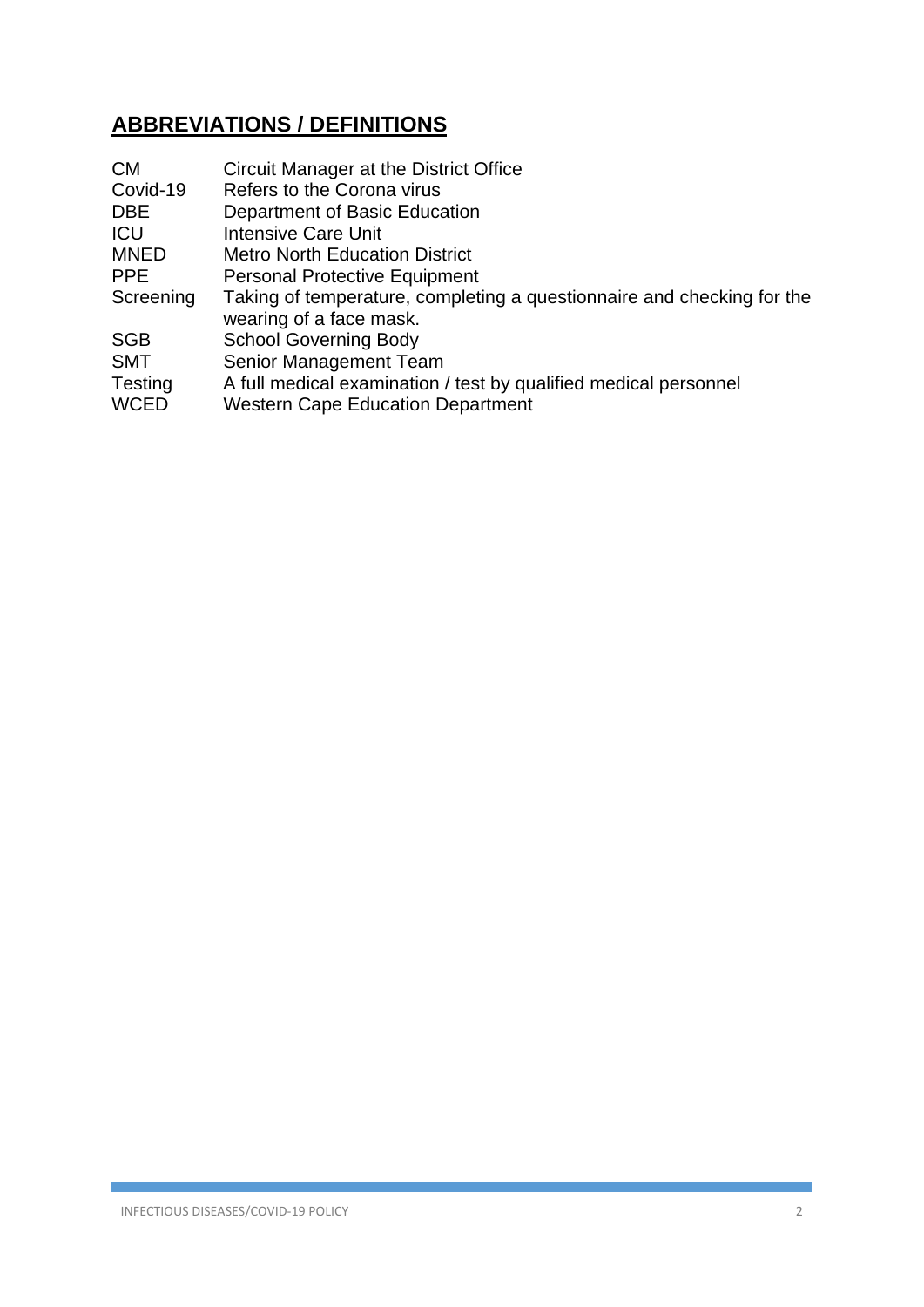## ABBREVIATIONS / DEFINITIONS

| | |
|---|---|
| CM | Circuit Manager at the District Office |
| Covid-19 | Refers to the Corona virus |
| DBE | Department of Basic Education |
| ICU | Intensive Care Unit |
| MNED | Metro North Education District |
| PPE | Personal Protective Equipment |
| Screening | Taking of temperature, completing a questionnaire and checking for the wearing of a face mask. |
| SGB | School Governing Body |
| SMT | Senior Management Team |
| Testing | A full medical examination / test by qualified medical personnel |
| WCED | Western Cape Education Department |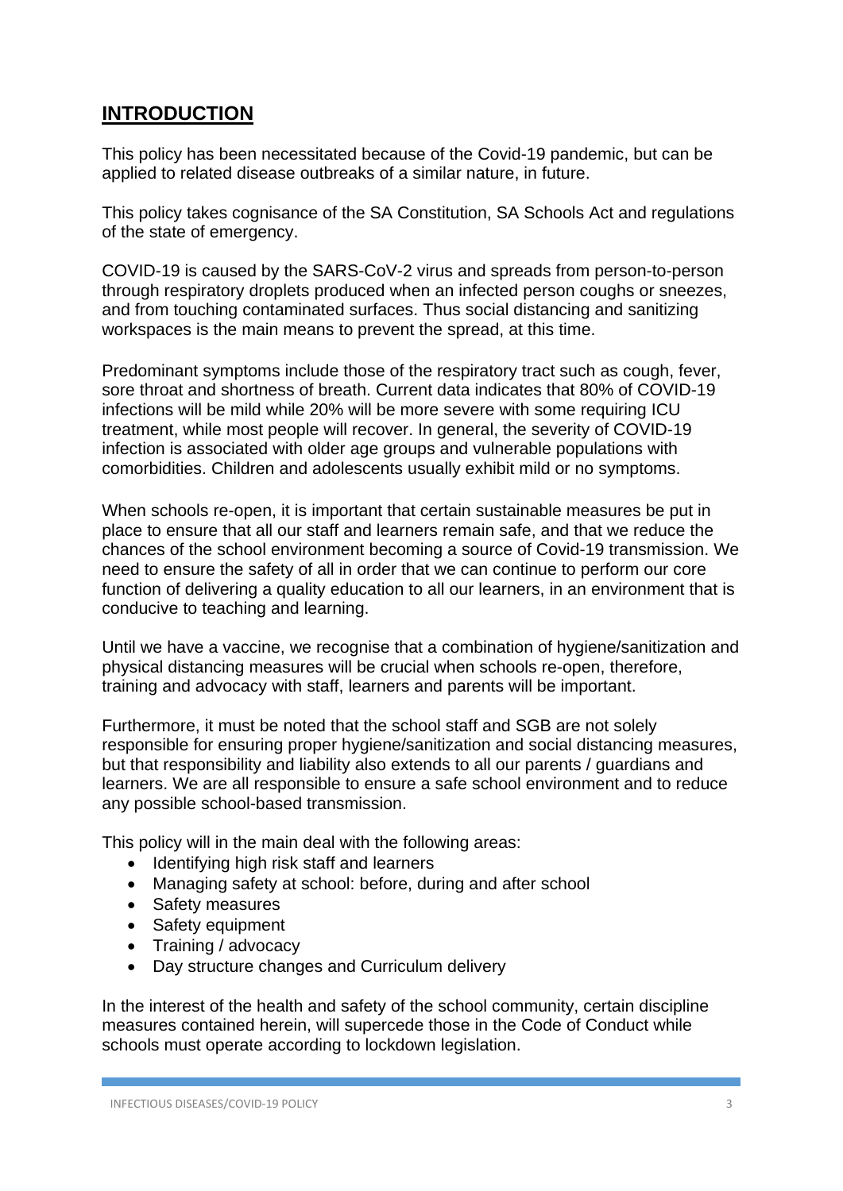## INTRODUCTION

This policy has been necessitated because of the Covid-19 pandemic, but can be applied to related disease outbreaks of a similar nature, in future.

This policy takes cognisance of the SA Constitution, SA Schools Act and regulations of the state of emergency.

COVID-19 is caused by the SARS-CoV-2 virus and spreads from person-to-person through respiratory droplets produced when an infected person coughs or sneezes, and from touching contaminated surfaces. Thus social distancing and sanitizing workspaces is the main means to prevent the spread, at this time.

Predominant symptoms include those of the respiratory tract such as cough, fever, sore throat and shortness of breath. Current data indicates that 80% of COVID-19 infections will be mild while 20% will be more severe with some requiring ICU treatment, while most people will recover. In general, the severity of COVID-19 infection is associated with older age groups and vulnerable populations with comorbidities. Children and adolescents usually exhibit mild or no symptoms.

When schools re-open, it is important that certain sustainable measures be put in place to ensure that all our staff and learners remain safe, and that we reduce the chances of the school environment becoming a source of Covid-19 transmission. We need to ensure the safety of all in order that we can continue to perform our core function of delivering a quality education to all our learners, in an environment that is conducive to teaching and learning.

Until we have a vaccine, we recognise that a combination of hygiene/sanitization and physical distancing measures will be crucial when schools re-open, therefore, training and advocacy with staff, learners and parents will be important.

Furthermore, it must be noted that the school staff and SGB are not solely responsible for ensuring proper hygiene/sanitization and social distancing measures, but that responsibility and liability also extends to all our parents / guardians and learners. We are all responsible to ensure a safe school environment and to reduce any possible school-based transmission.

This policy will in the main deal with the following areas:

- Identifying high risk staff and learners
- Managing safety at school: before, during and after school
- Safety measures
- Safety equipment
- Training / advocacy
- Day structure changes and Curriculum delivery

In the interest of the health and safety of the school community, certain discipline measures contained herein, will supercede those in the Code of Conduct while schools must operate according to lockdown legislation.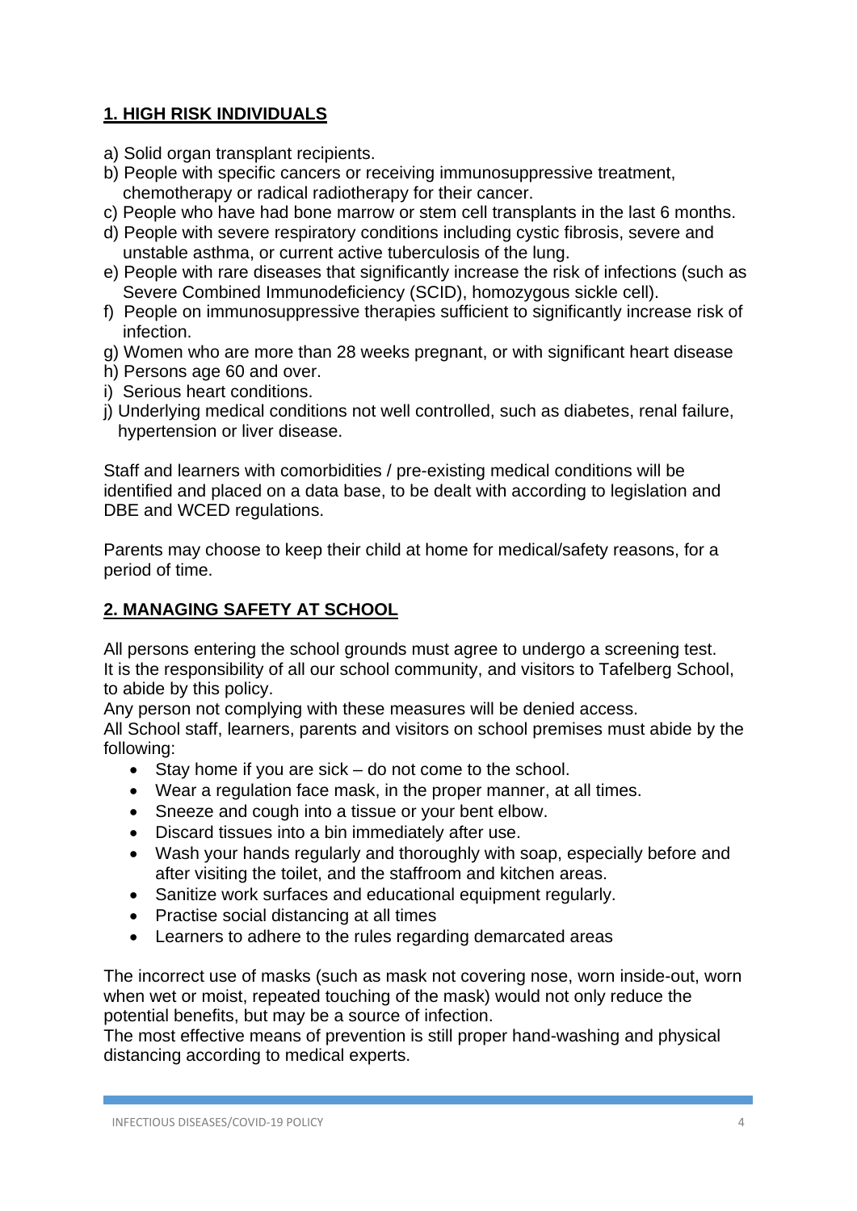## 1. HIGH RISK INDIVIDUALS

a) Solid organ transplant recipients.
b) People with specific cancers or receiving immunosuppressive treatment, chemotherapy or radical radiotherapy for their cancer.
c) People who have had bone marrow or stem cell transplants in the last 6 months.
d) People with severe respiratory conditions including cystic fibrosis, severe and unstable asthma, or current active tuberculosis of the lung.
e) People with rare diseases that significantly increase the risk of infections (such as Severe Combined Immunodeficiency (SCID), homozygous sickle cell).
f) People on immunosuppressive therapies sufficient to significantly increase risk of infection.
g) Women who are more than 28 weeks pregnant, or with significant heart disease
h) Persons age 60 and over.
i) Serious heart conditions.
j) Underlying medical conditions not well controlled, such as diabetes, renal failure, hypertension or liver disease.

Staff and learners with comorbidities / pre-existing medical conditions will be identified and placed on a data base, to be dealt with according to legislation and DBE and WCED regulations.

Parents may choose to keep their child at home for medical/safety reasons, for a period of time.

## 2. MANAGING SAFETY AT SCHOOL

All persons entering the school grounds must agree to undergo a screening test.
It is the responsibility of all our school community, and visitors to Tafelberg School, to abide by this policy.
Any person not complying with these measures will be denied access.
All School staff, learners, parents and visitors on school premises must abide by the following:

- Stay home if you are sick – do not come to the school.
- Wear a regulation face mask, in the proper manner, at all times.
- Sneeze and cough into a tissue or your bent elbow.
- Discard tissues into a bin immediately after use.
- Wash your hands regularly and thoroughly with soap, especially before and after visiting the toilet, and the staffroom and kitchen areas.
- Sanitize work surfaces and educational equipment regularly.
- Practise social distancing at all times
- Learners to adhere to the rules regarding demarcated areas

The incorrect use of masks (such as mask not covering nose, worn inside-out, worn when wet or moist, repeated touching of the mask) would not only reduce the potential benefits, but may be a source of infection.
The most effective means of prevention is still proper hand-washing and physical distancing according to medical experts.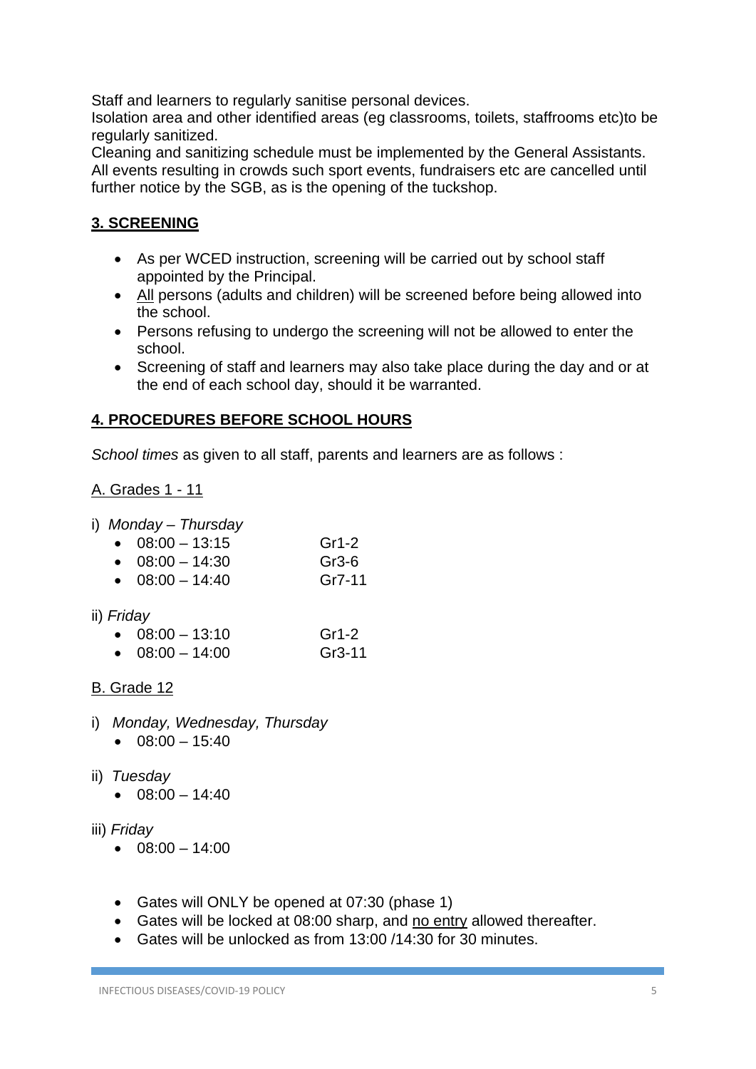Staff and learners to regularly sanitise personal devices.
Isolation area and other identified areas (eg classrooms, toilets, staffrooms etc)to be regularly sanitized.
Cleaning and sanitizing schedule must be implemented by the General Assistants.
All events resulting in crowds such sport events, fundraisers etc are cancelled until further notice by the SGB, as is the opening of the tuckshop.

## 3. SCREENING

- As per WCED instruction, screening will be carried out by school staff appointed by the Principal.
- All persons (adults and children) will be screened before being allowed into the school.
- Persons refusing to undergo the screening will not be allowed to enter the school.
- Screening of staff and learners may also take place during the day and or at the end of each school day, should it be warranted.

## 4. PROCEDURES BEFORE SCHOOL HOURS

*School times* as given to all staff, parents and learners are as follows :

A. Grades 1 - 11

i) *Monday – Thursday*

- 08:00 – 13:15 Gr1-2
- 08:00 – 14:30 Gr3-6
- 08:00 – 14:40 Gr7-11

ii) *Friday*

- 08:00 – 13:10 Gr1-2
- 08:00 – 14:00 Gr3-11

B. Grade 12

i) *Monday, Wednesday, Thursday*

- 08:00 – 15:40

ii) *Tuesday*

- 08:00 – 14:40

iii) *Friday*

- 08:00 – 14:00

- Gates will ONLY be opened at 07:30 (phase 1)
- Gates will be locked at 08:00 sharp, and no entry allowed thereafter.
- Gates will be unlocked as from 13:00 /14:30 for 30 minutes.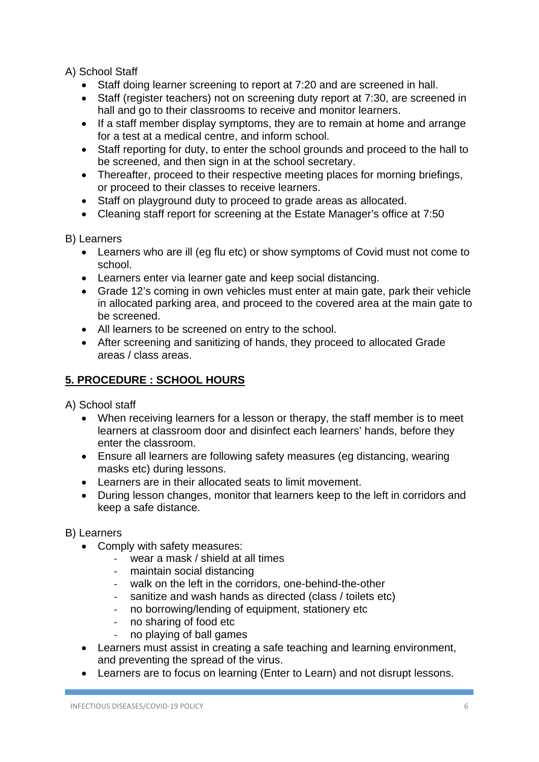A) School Staff

- Staff doing learner screening to report at 7:20 and are screened in hall.
- Staff (register teachers) not on screening duty report at 7:30, are screened in hall and go to their classrooms to receive and monitor learners.
- If a staff member display symptoms, they are to remain at home and arrange for a test at a medical centre, and inform school.
- Staff reporting for duty, to enter the school grounds and proceed to the hall to be screened, and then sign in at the school secretary.
- Thereafter, proceed to their respective meeting places for morning briefings, or proceed to their classes to receive learners.
- Staff on playground duty to proceed to grade areas as allocated.
- Cleaning staff report for screening at the Estate Manager's office at 7:50

B) Learners

- Learners who are ill (eg flu etc) or show symptoms of Covid must not come to school.
- Learners enter via learner gate and keep social distancing.
- Grade 12's coming in own vehicles must enter at main gate, park their vehicle in allocated parking area, and proceed to the covered area at the main gate to be screened.
- All learners to be screened on entry to the school.
- After screening and sanitizing of hands, they proceed to allocated Grade areas / class areas.

## 5. PROCEDURE : SCHOOL HOURS

A) School staff

- When receiving learners for a lesson or therapy, the staff member is to meet learners at classroom door and disinfect each learners' hands, before they enter the classroom.
- Ensure all learners are following safety measures (eg distancing, wearing masks etc) during lessons.
- Learners are in their allocated seats to limit movement.
- During lesson changes, monitor that learners keep to the left in corridors and keep a safe distance.

B) Learners

- Comply with safety measures:
  - wear a mask / shield at all times
  - maintain social distancing
  - walk on the left in the corridors, one-behind-the-other
  - sanitize and wash hands as directed (class / toilets etc)
  - no borrowing/lending of equipment, stationery etc
  - no sharing of food etc
  - no playing of ball games
- Learners must assist in creating a safe teaching and learning environment, and preventing the spread of the virus.
- Learners are to focus on learning (Enter to Learn) and not disrupt lessons.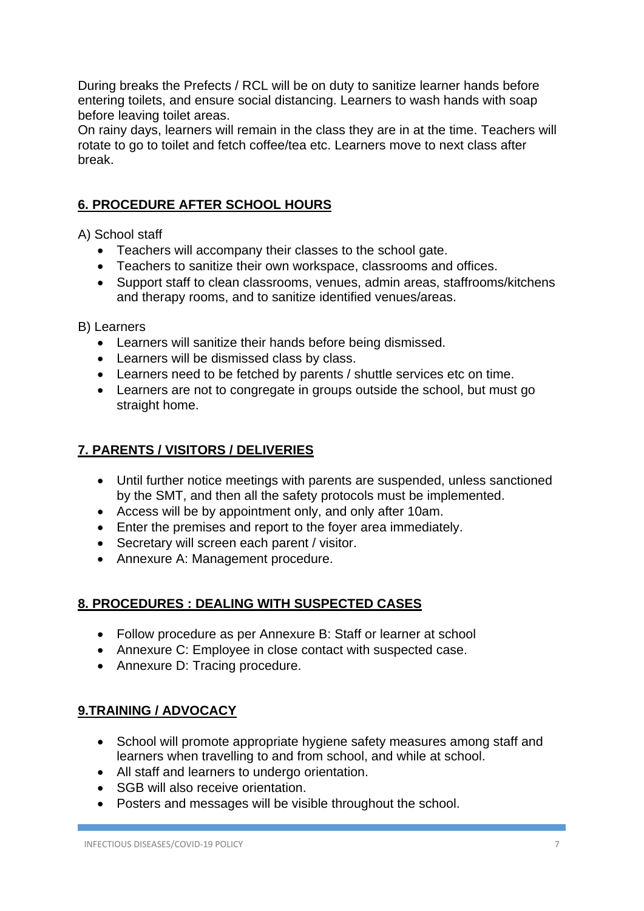During breaks the Prefects / RCL will be on duty to sanitize learner hands before entering toilets, and ensure social distancing. Learners to wash hands with soap before leaving toilet areas.
On rainy days, learners will remain in the class they are in at the time. Teachers will rotate to go to toilet and fetch coffee/tea etc. Learners move to next class after break.

## 6. PROCEDURE AFTER SCHOOL HOURS

A) School staff

- Teachers will accompany their classes to the school gate.
- Teachers to sanitize their own workspace, classrooms and offices.
- Support staff to clean classrooms, venues, admin areas, staffrooms/kitchens and therapy rooms, and to sanitize identified venues/areas.

B) Learners

- Learners will sanitize their hands before being dismissed.
- Learners will be dismissed class by class.
- Learners need to be fetched by parents / shuttle services etc on time.
- Learners are not to congregate in groups outside the school, but must go straight home.

## 7. PARENTS / VISITORS / DELIVERIES

- Until further notice meetings with parents are suspended, unless sanctioned by the SMT, and then all the safety protocols must be implemented.
- Access will be by appointment only, and only after 10am.
- Enter the premises and report to the foyer area immediately.
- Secretary will screen each parent / visitor.
- Annexure A: Management procedure.

## 8. PROCEDURES : DEALING WITH SUSPECTED CASES

- Follow procedure as per Annexure B: Staff or learner at school
- Annexure C: Employee in close contact with suspected case.
- Annexure D: Tracing procedure.

## 9.TRAINING / ADVOCACY

- School will promote appropriate hygiene safety measures among staff and learners when travelling to and from school, and while at school.
- All staff and learners to undergo orientation.
- SGB will also receive orientation.
- Posters and messages will be visible throughout the school.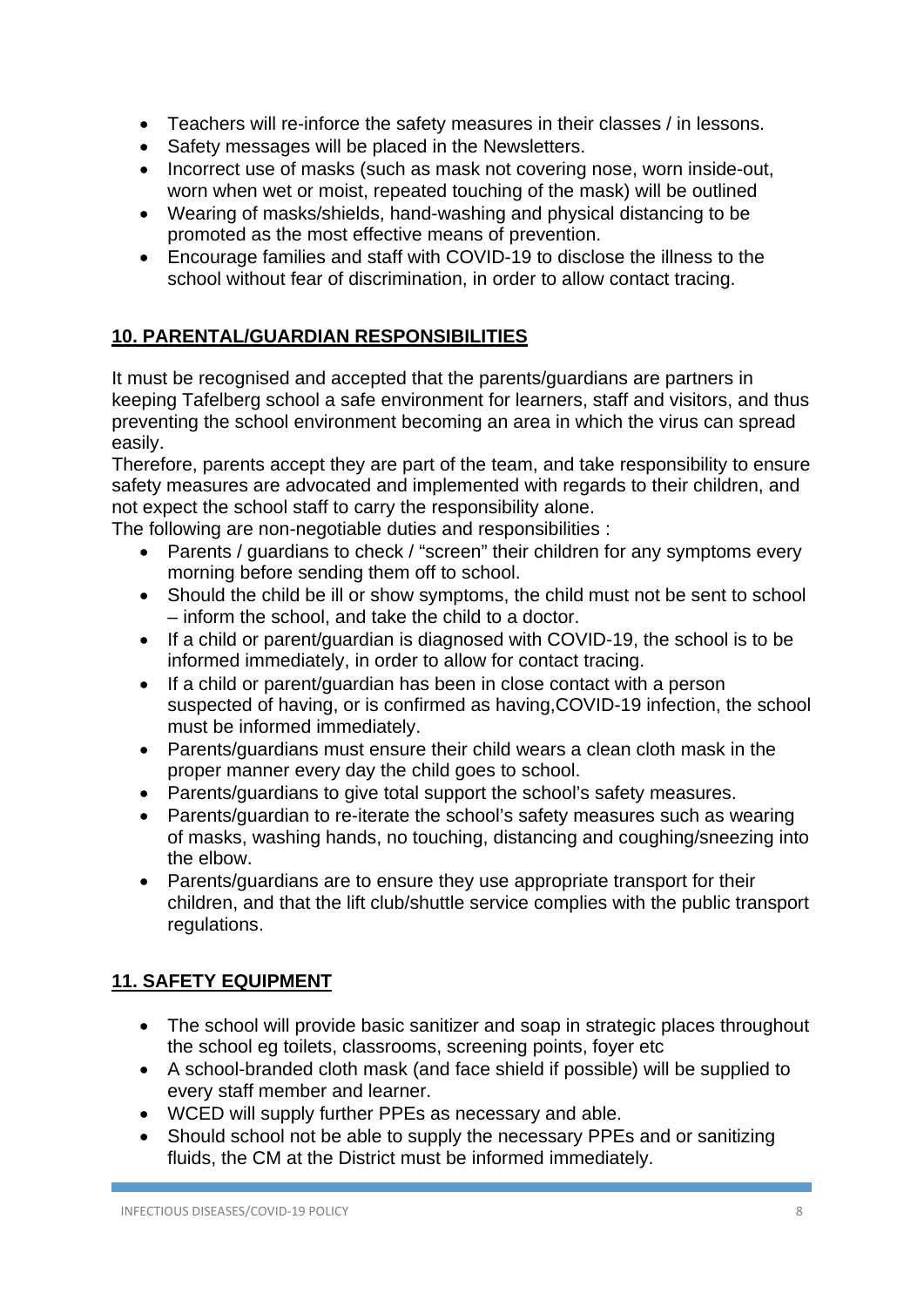- Teachers will re-inforce the safety measures in their classes / in lessons.
- Safety messages will be placed in the Newsletters.
- Incorrect use of masks (such as mask not covering nose, worn inside-out, worn when wet or moist, repeated touching of the mask) will be outlined
- Wearing of masks/shields, hand-washing and physical distancing to be promoted as the most effective means of prevention.
- Encourage families and staff with COVID-19 to disclose the illness to the school without fear of discrimination, in order to allow contact tracing.

## 10. PARENTAL/GUARDIAN RESPONSIBILITIES

It must be recognised and accepted that the parents/guardians are partners in keeping Tafelberg school a safe environment for learners, staff and visitors, and thus preventing the school environment becoming an area in which the virus can spread easily.
Therefore, parents accept they are part of the team, and take responsibility to ensure safety measures are advocated and implemented with regards to their children, and not expect the school staff to carry the responsibility alone.
The following are non-negotiable duties and responsibilities :

- Parents / guardians to check / "screen" their children for any symptoms every morning before sending them off to school.
- Should the child be ill or show symptoms, the child must not be sent to school – inform the school, and take the child to a doctor.
- If a child or parent/guardian is diagnosed with COVID-19, the school is to be informed immediately, in order to allow for contact tracing.
- If a child or parent/guardian has been in close contact with a person suspected of having, or is confirmed as having,COVID-19 infection, the school must be informed immediately.
- Parents/guardians must ensure their child wears a clean cloth mask in the proper manner every day the child goes to school.
- Parents/guardians to give total support the school's safety measures.
- Parents/guardian to re-iterate the school's safety measures such as wearing of masks, washing hands, no touching, distancing and coughing/sneezing into the elbow.
- Parents/guardians are to ensure they use appropriate transport for their children, and that the lift club/shuttle service complies with the public transport regulations.

## 11. SAFETY EQUIPMENT

- The school will provide basic sanitizer and soap in strategic places throughout the school eg toilets, classrooms, screening points, foyer etc
- A school-branded cloth mask (and face shield if possible) will be supplied to every staff member and learner.
- WCED will supply further PPEs as necessary and able.
- Should school not be able to supply the necessary PPEs and or sanitizing fluids, the CM at the District must be informed immediately.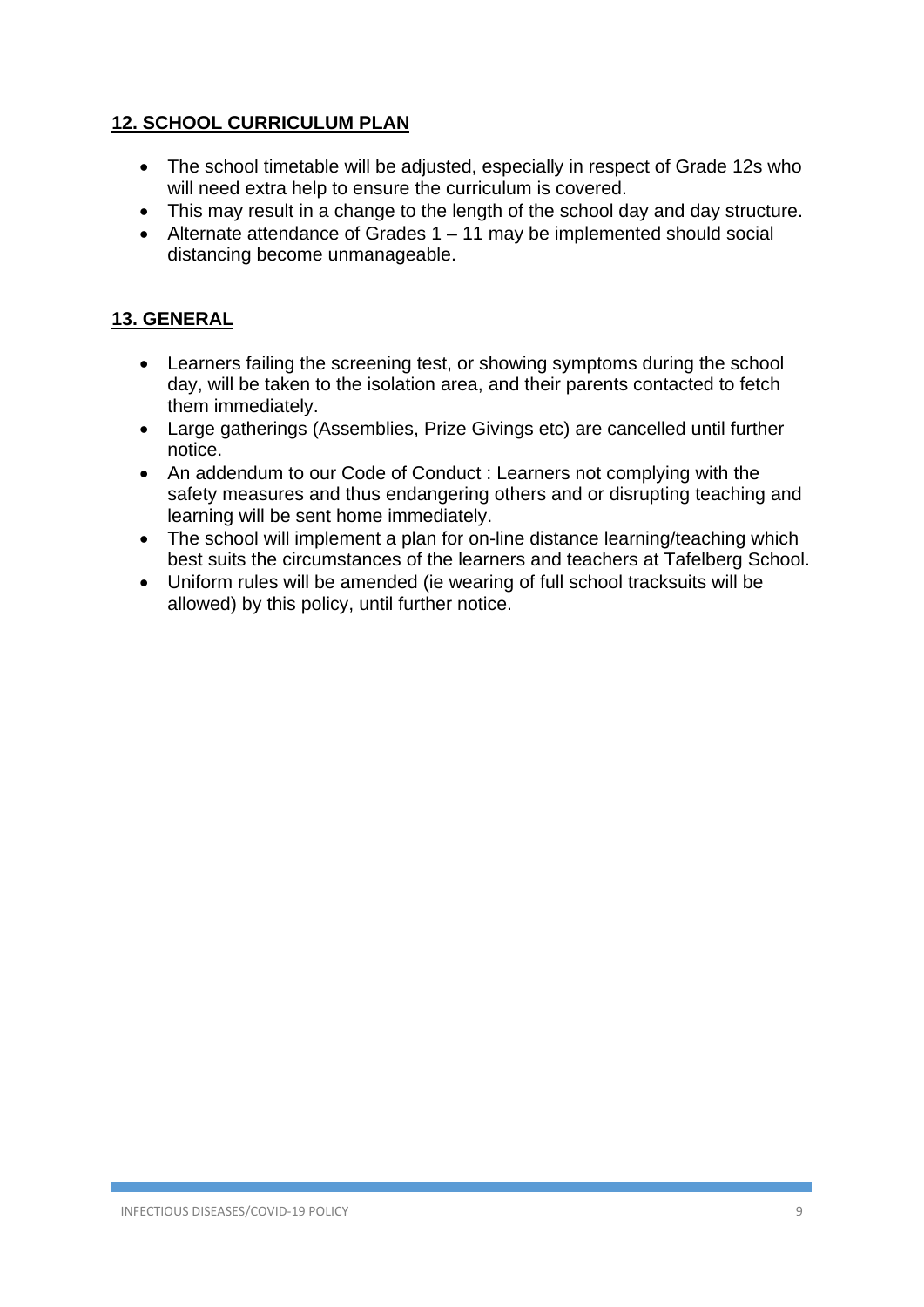## 12. SCHOOL CURRICULUM PLAN

- The school timetable will be adjusted, especially in respect of Grade 12s who will need extra help to ensure the curriculum is covered.
- This may result in a change to the length of the school day and day structure.
- Alternate attendance of Grades 1 – 11 may be implemented should social distancing become unmanageable.

## 13. GENERAL

- Learners failing the screening test, or showing symptoms during the school day, will be taken to the isolation area, and their parents contacted to fetch them immediately.
- Large gatherings (Assemblies, Prize Givings etc) are cancelled until further notice.
- An addendum to our Code of Conduct : Learners not complying with the safety measures and thus endangering others and or disrupting teaching and learning will be sent home immediately.
- The school will implement a plan for on-line distance learning/teaching which best suits the circumstances of the learners and teachers at Tafelberg School.
- Uniform rules will be amended (ie wearing of full school tracksuits will be allowed) by this policy, until further notice.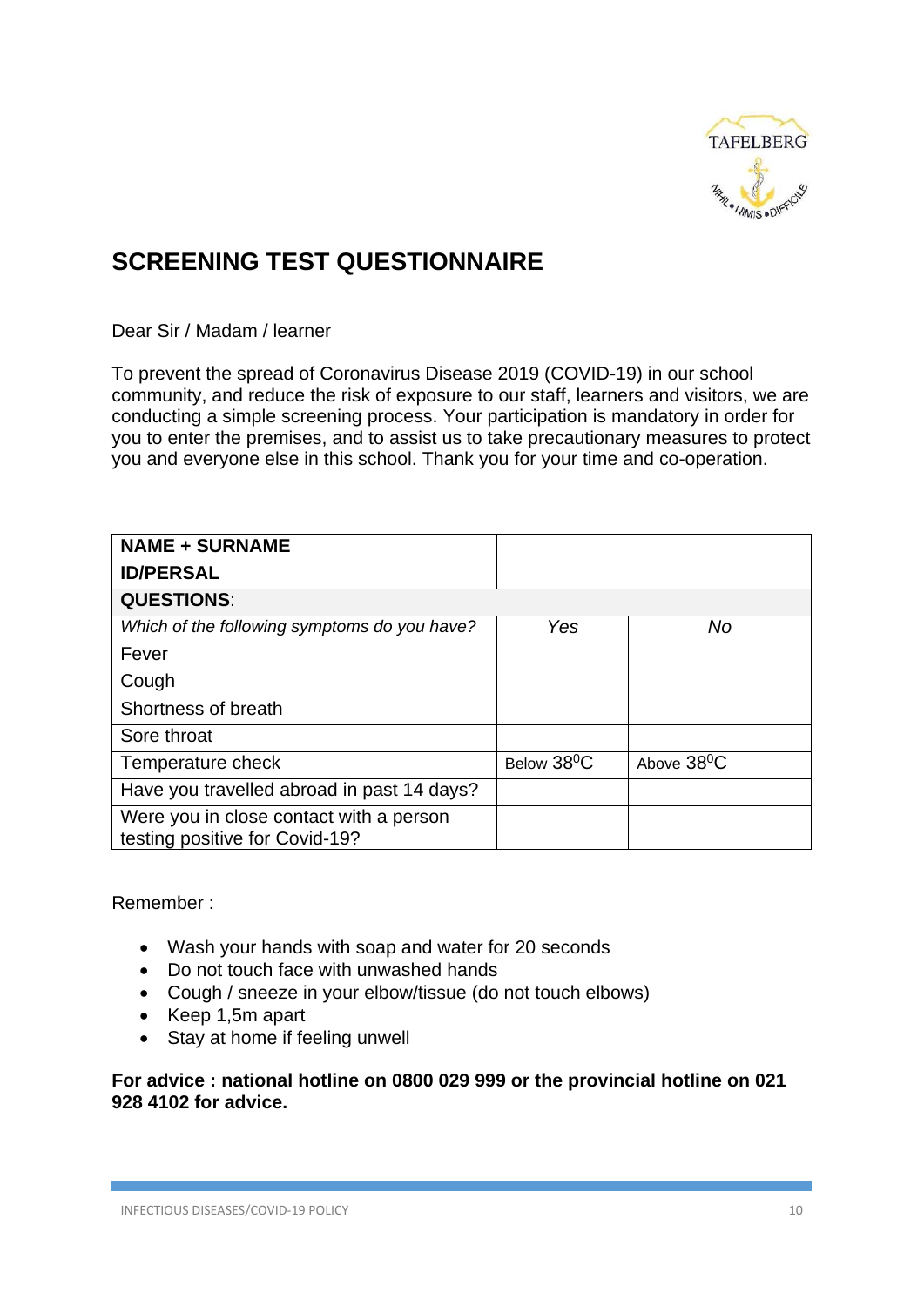# SCREENING TEST QUESTIONNAIRE

Dear Sir / Madam / learner

To prevent the spread of Coronavirus Disease 2019 (COVID-19) in our school community, and reduce the risk of exposure to our staff, learners and visitors, we are conducting a simple screening process. Your participation is mandatory in order for you to enter the premises, and to assist us to take precautionary measures to protect you and everyone else in this school. Thank you for your time and co-operation.

| | | |
|---|---|---|
| **NAME + SURNAME** | | |
| **ID/PERSAL** | | |
| **QUESTIONS**: | | |
| *Which of the following symptoms do you have?* | *Yes* | *No* |
| Fever | | |
| Cough | | |
| Shortness of breath | | |
| Sore throat | | |
| Temperature check | Below $38^0$C | Above $38^0$C |
| Have you travelled abroad in past 14 days? | | |
| Were you in close contact with a person testing positive for Covid-19? | | |

Remember :

- Wash your hands with soap and water for 20 seconds
- Do not touch face with unwashed hands
- Cough / sneeze in your elbow/tissue (do not touch elbows)
- Keep 1,5m apart
- Stay at home if feeling unwell

**For advice : national hotline on 0800 029 999 or the provincial hotline on 021 928 4102 for advice.**